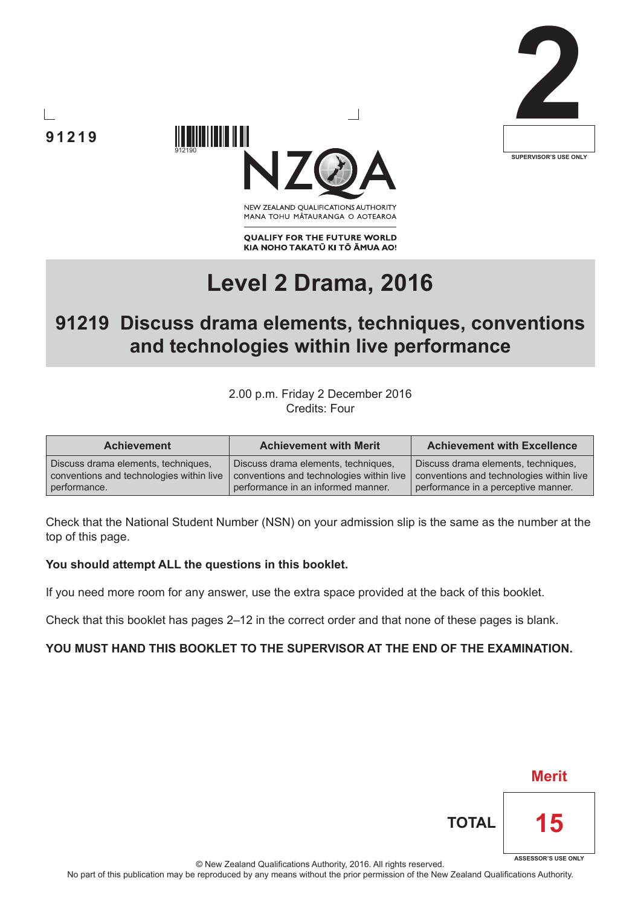91219

912190

2

SUPERVISOR'S USE ONLY

NEW ZEALAND QUALIFICATIONS AUTHORITY
MANA TOHU MĀTAURANGA O AOTEAROA

**QUALIFY FOR THE FUTURE WORLD**
**KIA NOHO TAKATŪ KI TŌ ĀMUA AO!**

# Level 2 Drama, 2016

## 91219 Discuss drama elements, techniques, conventions and technologies within live performance

2.00 p.m. Friday 2 December 2016
Credits: Four

| Achievement | Achievement with Merit | Achievement with Excellence |
|---|---|---|
| Discuss drama elements, techniques, conventions and technologies within live performance. | Discuss drama elements, techniques, conventions and technologies within live performance in an informed manner. | Discuss drama elements, techniques, conventions and technologies within live performance in a perceptive manner. |

Check that the National Student Number (NSN) on your admission slip is the same as the number at the top of this page.

**You should attempt ALL the questions in this booklet.**

If you need more room for any answer, use the extra space provided at the back of this booklet.

Check that this booklet has pages 2–12 in the correct order and that none of these pages is blank.

**YOU MUST HAND THIS BOOKLET TO THE SUPERVISOR AT THE END OF THE EXAMINATION.**

Merit

TOTAL 15

ASSESSOR'S USE ONLY

© New Zealand Qualifications Authority, 2016. All rights reserved.
No part of this publication may be reproduced by any means without the prior permission of the New Zealand Qualifications Authority.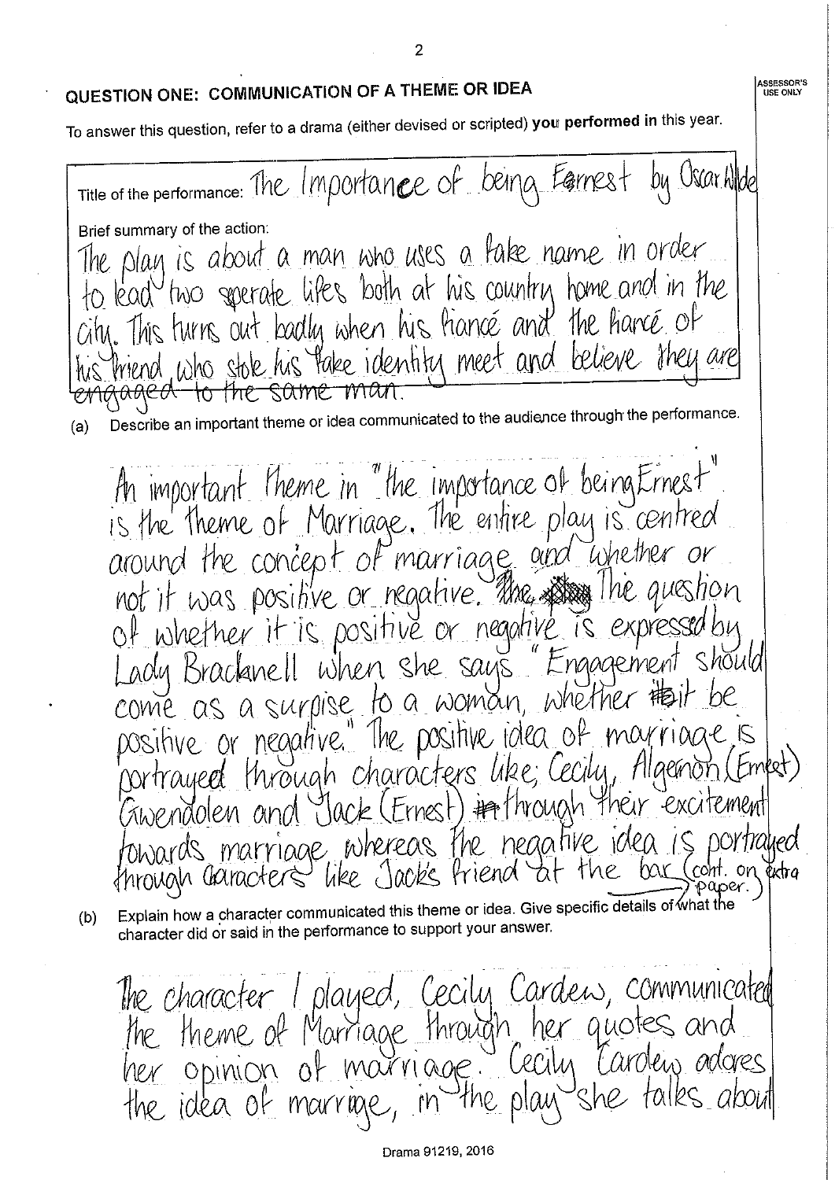## QUESTION ONE: COMMUNICATION OF A THEME OR IDEA

ASSESSOR'S USE ONLY

To answer this question, refer to a drama (either devised or scripted) **you performed in** this year.

Title of the performance: The Importance of being Earnest by Oscar Wilde

Brief summary of the action:

The play is about a man who uses a fake name in order to lead two sperate lifes both at his country home and in the city. This turns out badly when his fiancé and the fiancé of his friend who stole his fake identity meet and believe they are ~~engaged to the same man.~~

(a) Describe an important theme or idea communicated to the audience through the performance.

An important theme in "the importance of being Ernest" is the theme of Marriage. The entire play is centred around the concept of marriage and whether or not it was positive or negative. ~~The~~ The question of whether it is positive or negative is expressed by Lady Bracknell when she says "Engagement should come as a surpise to a woman, whether ~~it~~ it be positive or negative." The positive idea of marriage is portrayed through characters like; Cecily, Algernon (Ernest) Gwendolen and Jack (Ernest) ~~#~~ through their excitement towards marriage, whereas the negative idea is portrayed through caracters like Jacks friend at the bar (cont. on extra paper.)

(b) Explain how a character communicated this theme or idea. Give specific details of what the character did or said in the performance to support your answer.

The character I played, Cecily Cardew, communicated the theme of Marriage through her quotes and her opinion of marriage. Cecily Cardew adores the idea of marrige, in the play she talks about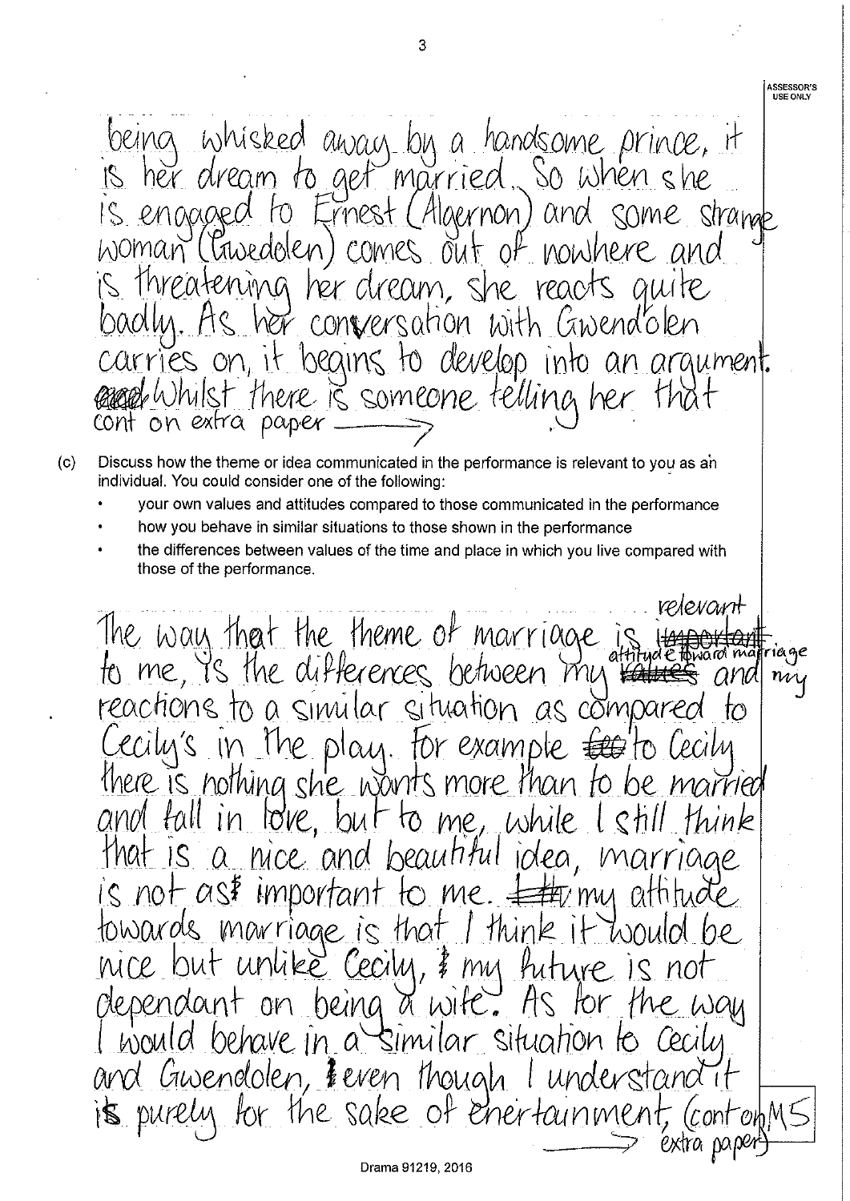being whisked away by a handsome prince, it is her dream to get married. So when she is engaged to Ernest (Algernon) and some strange woman (Gwedolen) comes out of nowhere and is threatening her dream, she reacts quite badly. As her conversation with Gwendolen carries on, it begins to develop into an argument. Whilst there is someone telling her that cont on extra paper →

(c) Discuss how the theme or idea communicated in the performance is relevant to you as an individual. You could consider one of the following:

- your own values and attitudes compared to those communicated in the performance
- how you behave in similar situations to those shown in the performance
- the differences between values of the time and place in which you live compared with those of the performance.

The way that the theme of marriage is relevant to me, is the differences between my attitude toward marriage and my reactions to a similar situation as compared to Cecily's in the play. For example to Cecily there is nothing she wants more than to be married and fall in love, but to me, while I still think that is a nice and beautiful idea, marriage is not as important to me. my attitude towards marriage is that I think it would be nice but unlike Cecily, my future is not dependant on being a wife. As for the way I would behave in a similar situation to Cecily and Gwendolen, even though I understand it is purely for the sake of enertainment, (cont on extra paper) →

M5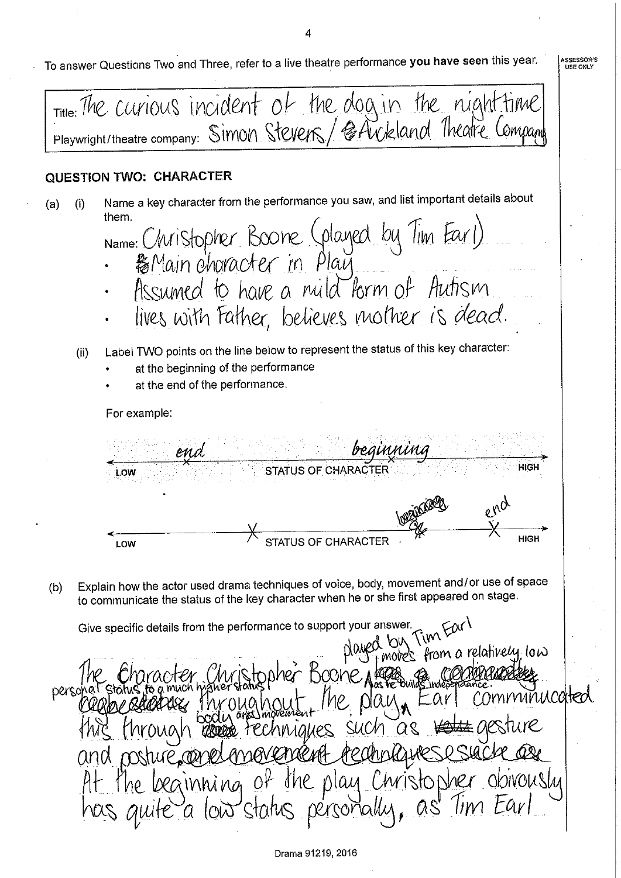To answer Questions Two and Three, refer to a live theatre performance **you have seen** this year.

ASSESSOR'S USE ONLY

Title: The curious incident of the dog in the night time

Playwright/theatre company: Simon Stevens / Auckland Theatre Company

## QUESTION TWO: CHARACTER

(a) (i) Name a key character from the performance you saw, and list important details about them.

Name: Christopher Boone (played by Tim Earl)

- Main character in Play
- Assumed to have a mild form of Autism
- lives with Father, believes mother is dead.

(ii) Label TWO points on the line below to represent the status of this key character:

- at the beginning of the performance
- at the end of the performance.

For example:

LOW ——— end ——— STATUS OF CHARACTER ——— beginning ——— HIGH

LOW ——— X ——— STATUS OF CHARACTER ——— ~~beginning~~ ——— end X ——— HIGH

(b) Explain how the actor used drama techniques of voice, body, movement and/or use of space to communicate the status of the key character when he or she first appeared on stage.

Give specific details from the performance to support your answer.

The Character Christopher Boone played by Tim Earl moves from a relatively low personal status to a much higher status as he builds independance throughout the play. Earl communicated this through body and movement techniques such as gesture and posture. At the beginning of the play Christopher obivously has quite a low status personally, as Tim Earl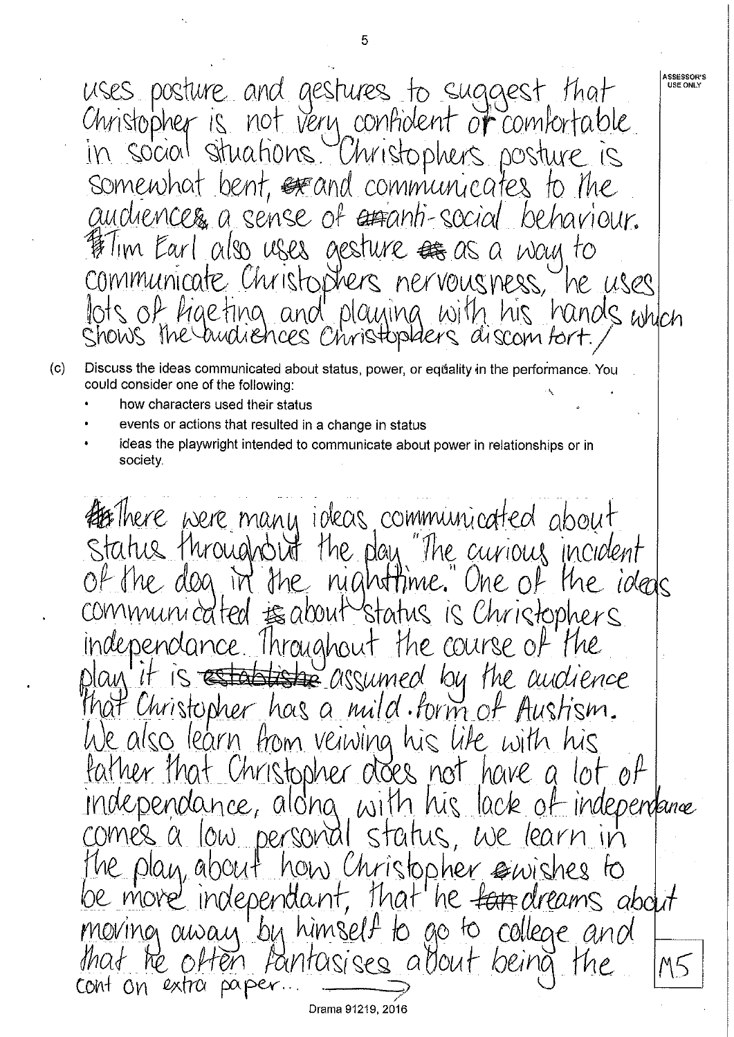uses posture and gestures to suggest that Christopher is not very confident or comfortable in social situations. Christophers posture is somewhat bent, and communicates to the audiences a sense of anti-social behaviour. Tim Earl also uses gesture as a way to communicate Christophers nervousness, he uses lots of figeting and playing with his hands which shows the audiences Christophers discomfort. /

(c) Discuss the ideas communicated about status, power, or equality in the performance. You could consider one of the following:

- how characters used their status
- events or actions that resulted in a change in status
- ideas the playwright intended to communicate about power in relationships or in society.

There were many ideas communicated about status throughout the play "The curious incident of the dog in the nighttime." One of the ideas communicated about status is Christophers independance. Throughout the course of the play it is assumed by the audience that Christopher has a mild form of Austism. We also learn from veiwing his life with his father that Christopher does not have a lot of independance, along with his lack of independance comes a low personal status, we learn in the play, about how Christopher wishes to be more independant, that he dreams about moving away by himself to go to college and that he often fantasises about being the

cont on extra paper...

M5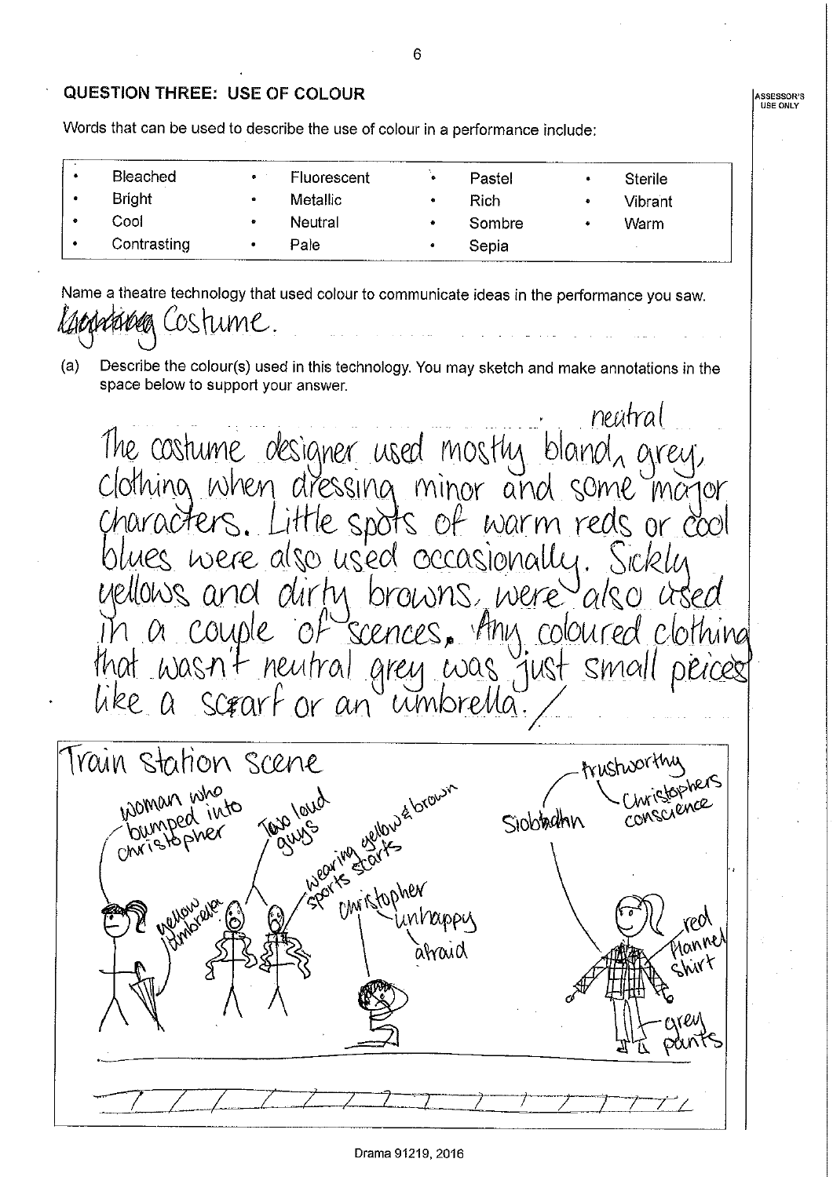## QUESTION THREE: USE OF COLOUR

Words that can be used to describe the use of colour in a performance include:

| | | | |
|---|---|---|---|
| • Bleached | • Fluorescent | • Pastel | • Sterile |
| • Bright | • Metallic | • Rich | • Vibrant |
| • Cool | • Neutral | • Sombre | • Warm |
| • Contrasting | • Pale | • Sepia | |

Name a theatre technology that used colour to communicate ideas in the performance you saw.

~~Lighting~~ Costume.

(a) Describe the colour(s) used in this technology. You may sketch and make annotations in the space below to support your answer.

The costume designer used mostly bland, neutral grey, clothing when dressing minor and some major characters. Little spots of warm reds or cool blues were also used occasionally. Sickly yellows and dirty browns, were also used in a couple of scences. Any coloured clothing that wasn't neutral grey was just small peices like a scarf or an umbrella.

Train Station Scene

- Woman who bumped into Christopher — yellow umbrella
- Two loud guys — wearing yellow & brown sports scarfs
- Christopher — unhappy, afraid
- Siobhan — trustworthy, Christophers conscience — red flannel shirt, grey pants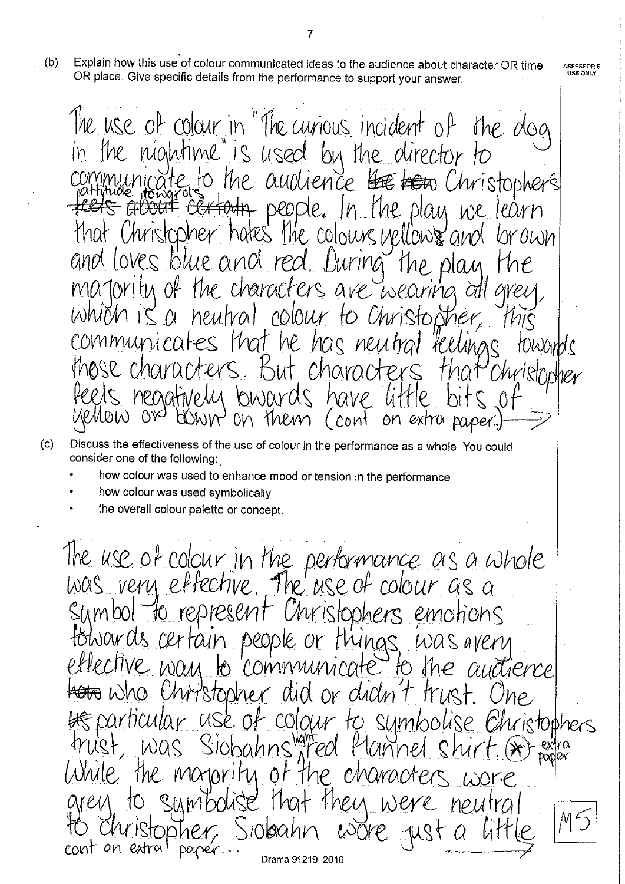(b) Explain how this use of colour communicated ideas to the audience about character OR time OR place. Give specific details from the performance to support your answer.

ASSESSOR'S USE ONLY

The use of colour in "The curious incident of the dog in the nightime" is used by the director to communicate to the audience ~~the how~~ Christophers attitude towards ~~feels about certain~~ people. In the play we learn that Christopher hates the colours yellow & and brown and loves blue and red. During the play the majority of the characters are wearing all grey, which is a neutral colour to Christopher, this communicates that he has neutral feelings towards those characters. But characters that christopher feels negatively towards have little bits of yellow or brown on them (cont on extra paper.) →

(c) Discuss the effectiveness of the use of colour in the performance as a whole. You could consider one of the following:

- how colour was used to enhance mood or tension in the performance
- how colour was used symbolically
- the overall colour palette or concept.

The use of colour in the performance as a whole was very effective. The use of colour as a symbol to represent Christophers emotions towards certain people or things was a very effective way to communicate to the audience ~~how~~ who Christopher did or didn't trust. One ~~us~~ particular use of colour to symbolise Christophers trust, was Siobahns light red flannel shirt. (*) extra paper

While the majority of the characters wore grey to symbolise that they were neutral to Christopher, Siobahn wore just a little

cont on extra paper...

M5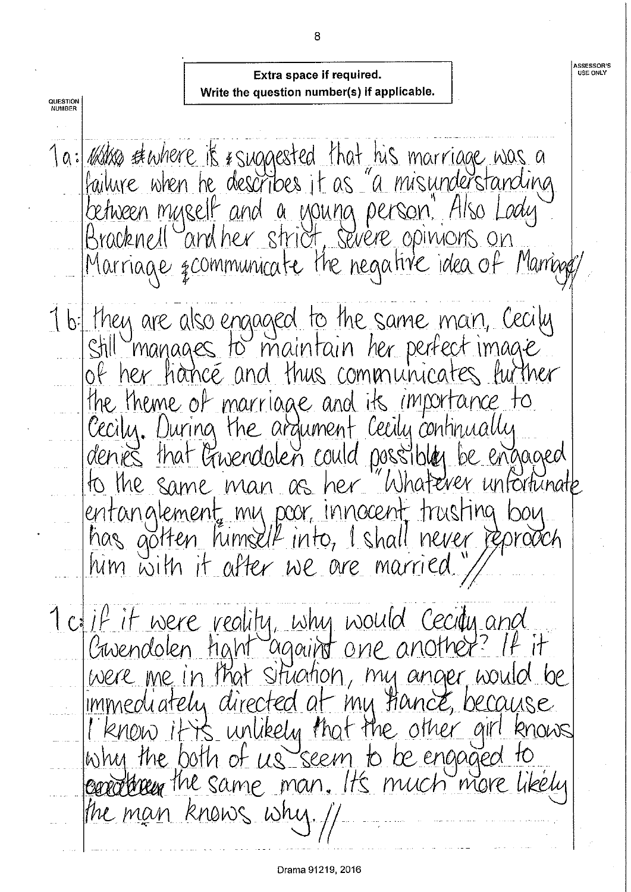**Extra space if required.**
**Write the question number(s) if applicable.**

QUESTION NUMBER

1a: where it is suggested that his marriage was a failure when he describes it as "a misunderstanding between myself and a young person". Also Lady Bracknell and her strict, severe opinions on Marriage communicate the negative idea of Marriage//

1b: they are also engaged to the same man, Cecily still manages to maintain her perfect image of her fiancé and thus communicates further the theme of marriage and its importance to Cecily. During the argument Cecily continually denies that Gwendolen could possibly be engaged to the same man as her "Whatever unfortunate entanglement, my poor, innocent, trusting boy has gotten himself into, I shall never reproach him with it after we are married."//

1c: if it were reality, why would Cecily and Gwendolen fight against one another? If it were me in that situation, my anger would be immediately directed at my fiancé, because I know it is unlikely that the other girl knows why the both of us seem to be engaged to the same man. It's much more likely the man knows why.//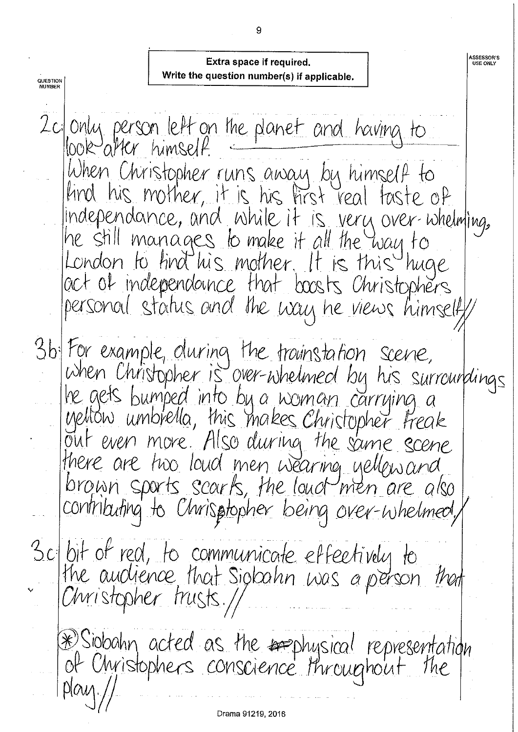**Extra space if required.**
**Write the question number(s) if applicable.**

QUESTION NUMBER

2c: only person left on the planet and having to look after himself.

When Christopher runs away by himself to find his mother, it is his first real taste of independance, and while it is very over-whelming, he still manages to make it all the way to London to find his mother. It is this huge act of independance that boosts Christophers personal status and the way he views himself//

3b: For example, during the trainstation scene, when Christopher is over-whelmed by his surroundings he gets bumped into by a woman carrying a yellow umbrella, this makes Christopher freak out even more. Also during the same scene there are two loud men wearing yellow and brown sports scarfs, the loud men are also contributing to Christopher being over-whelmed/

3c: bit of red, to communicate effectively to the audience that Siobahn was a person that Christopher trusts.//

(*) Siobahn acted as the physical representation of Christophers conscience throughout the play.//

Drama 91219, 2016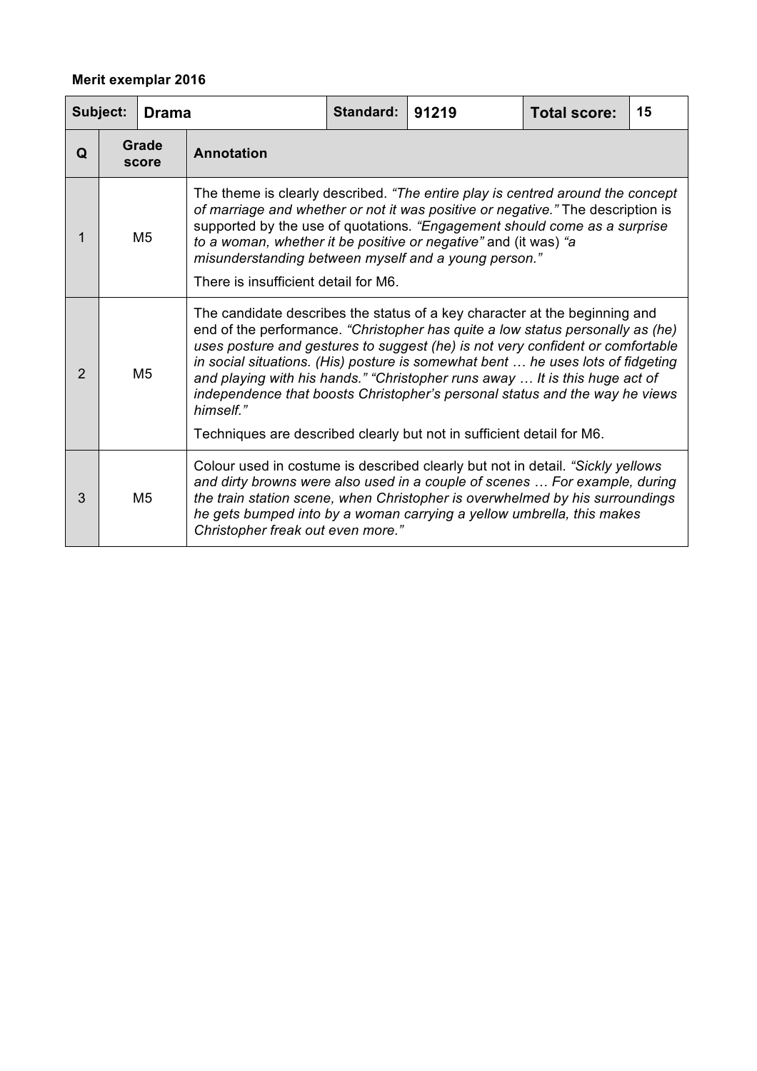**Merit exemplar 2016**

| Subject: | Drama | Standard: | 91219 | Total score: | 15 |
|---|---|---|---|---|---|

| Q | Grade score | Annotation |
|---|---|---|
| 1 | M5 | The theme is clearly described. *"The entire play is centred around the concept of marriage and whether or not it was positive or negative."* The description is supported by the use of quotations. *"Engagement should come as a surprise to a woman, whether it be positive or negative"* and (it was) *"a misunderstanding between myself and a young person."* <br><br> There is insufficient detail for M6. |
| 2 | M5 | The candidate describes the status of a key character at the beginning and end of the performance. *"Christopher has quite a low status personally as (he) uses posture and gestures to suggest (he) is not very confident or comfortable in social situations. (His) posture is somewhat bent … he uses lots of fidgeting and playing with his hands." "Christopher runs away … It is this huge act of independence that boosts Christopher's personal status and the way he views himself."* <br><br> Techniques are described clearly but not in sufficient detail for M6. |
| 3 | M5 | Colour used in costume is described clearly but not in detail. *"Sickly yellows and dirty browns were also used in a couple of scenes … For example, during the train station scene, when Christopher is overwhelmed by his surroundings he gets bumped into by a woman carrying a yellow umbrella, this makes Christopher freak out even more."* |